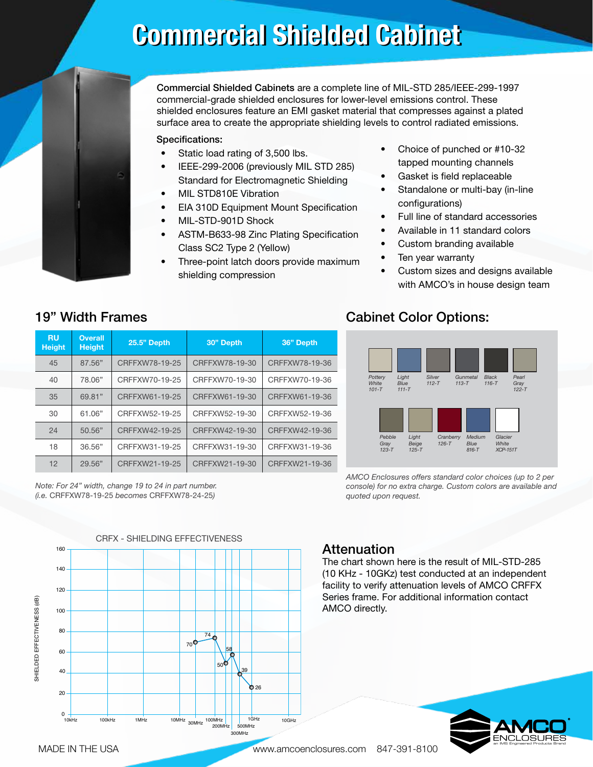# Commercial Shielded Cabinet

**Commercial Shielded Cabinets** are a complete line of MIL-STD 285/IEEE-299-1997 commercial-grade shielded enclosures for lower-level emissions control. These shielded enclosures feature an EMI gasket material that compresses against a plated surface area to create the appropriate shielding levels to control radiated emissions.

**Specifications:**

- Static load rating of 3,500 lbs.
- IEEE-299-2006 (previously MIL STD 285) Standard for Electromagnetic Shielding
- MIL STD810E Vibration
- EIA 310D Equipment Mount Specification
- MIL-STD-901D Shock
- ASTM-B633-98 Zinc Plating Specification Class SC2 Type 2 (Yellow)
- Three-point latch doors provide maximum shielding compression
- Choice of punched or #10-32 tapped mounting channels
- Gasket is field replaceable
- Standalone or multi-bay (in-line configurations)
- Full line of standard accessories
- Available in 11 standard colors
- Custom branding available
- Ten year warranty
- Custom sizes and designs available with AMCO's in house design team

## 19" Width Frames

| RU Height | Overall Height | 25.5" Depth | 30" Depth | 36" Depth |
|---|---|---|---|---|
| 45 | 87.56" | CRFFXW78-19-25 | CRFFXW78-19-30 | CRFFXW78-19-36 |
| 40 | 78.06" | CRFFXW70-19-25 | CRFFXW70-19-30 | CRFFXW70-19-36 |
| 35 | 69.81" | CRFFXW61-19-25 | CRFFXW61-19-30 | CRFFXW61-19-36 |
| 30 | 61.06" | CRFFXW52-19-25 | CRFFXW52-19-30 | CRFFXW52-19-36 |
| 24 | 50.56" | CRFFXW42-19-25 | CRFFXW42-19-30 | CRFFXW42-19-36 |
| 18 | 36.56" | CRFFXW31-19-25 | CRFFXW31-19-30 | CRFFXW31-19-36 |
| 12 | 29.56" | CRFFXW21-19-25 | CRFFXW21-19-30 | CRFFXW21-19-36 |

*Note: For 24" width, change 19 to 24 in part number.*
*(i.e. CRFFXW78-19-25 becomes CRFFXW78-24-25)*

## Cabinet Color Options:

*Pottery White 101-T, Light Blue 111-T, Silver 112-T, Gunmetal 113-T, Black 116-T, Pearl Gray 122-T, Pebble Gray 123-T, Light Beige 125-T, Cranberry 126-T, Medium Blue 816-T, Glacier White XCP-151T*

*AMCO Enclosures offers standard color choices (up to 2 per console) for no extra charge. Custom colors are available and quoted upon request.*

CRFX - SHIELDING EFFECTIVENESS

| Frequency | Shielded Effectiveness (dB) |
|---|---|
| 30MHz | 70 |
| 100MHz | 74 |
| 200MHz | 50 |
| 250MHz | 58 |
| 300MHz | 39 |
| 500MHz | 26 |

## Attenuation

The chart shown here is the result of MIL-STD-285 (10 KHz - 10GKz) test conducted at an independent facility to verify attenuation levels of AMCO CRFFX Series frame. For additional information contact AMCO directly.

MADE IN THE USA

www.amcoenclosures.com 847-391-8100

AMCO ENCLOSURES an IMS Engineered Products Brand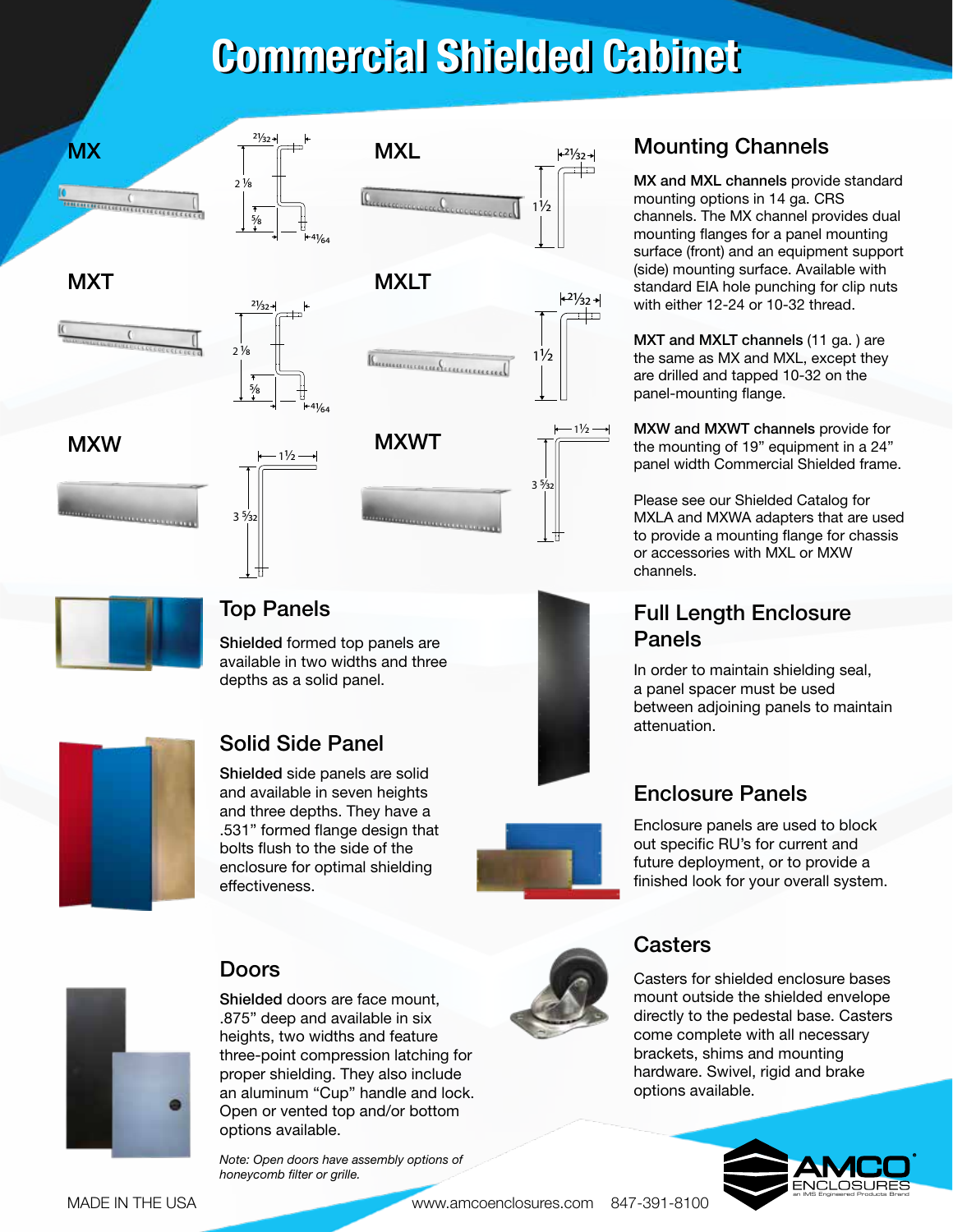# Commercial Shielded Cabinet

MX

21⁄32

2 1⁄8

5⁄8

41⁄64

MXL

21⁄32

1½

MXT

21⁄32

2 1⁄8

5⁄8

41⁄64

MXLT

21⁄32

1½

MXW

1½

3 5⁄32

MXWT

1½

3 5⁄32

## Mounting Channels

**MX and MXL channels** provide standard mounting options in 14 ga. CRS channels. The MX channel provides dual mounting flanges for a panel mounting surface (front) and an equipment support (side) mounting surface. Available with standard EIA hole punching for clip nuts with either 12-24 or 10-32 thread.

**MXT and MXLT channels** (11 ga. ) are the same as MX and MXL, except they are drilled and tapped 10-32 on the panel-mounting flange.

**MXW and MXWT channels** provide for the mounting of 19" equipment in a 24" panel width Commercial Shielded frame.

Please see our Shielded Catalog for MXLA and MXWA adapters that are used to provide a mounting flange for chassis or accessories with MXL or MXW channels.

## Top Panels

**Shielded** formed top panels are available in two widths and three depths as a solid panel.

## Solid Side Panel

**Shielded** side panels are solid and available in seven heights and three depths. They have a .531" formed flange design that bolts flush to the side of the enclosure for optimal shielding effectiveness.

## Full Length Enclosure Panels

In order to maintain shielding seal, a panel spacer must be used between adjoining panels to maintain attenuation.

## Enclosure Panels

Enclosure panels are used to block out specific RU's for current and future deployment, or to provide a finished look for your overall system.

## Doors

**Shielded** doors are face mount, .875" deep and available in six heights, two widths and feature three-point compression latching for proper shielding. They also include an aluminum "Cup" handle and lock. Open or vented top and/or bottom options available.

*Note: Open doors have assembly options of honeycomb filter or grille.*

## Casters

Casters for shielded enclosure bases mount outside the shielded envelope directly to the pedestal base. Casters come complete with all necessary brackets, shims and mounting hardware. Swivel, rigid and brake options available.

MADE IN THE USA

www.amcoenclosures.com 847-391-8100

AMCO ENCLOSURES
an IMS Engineered Products Brand